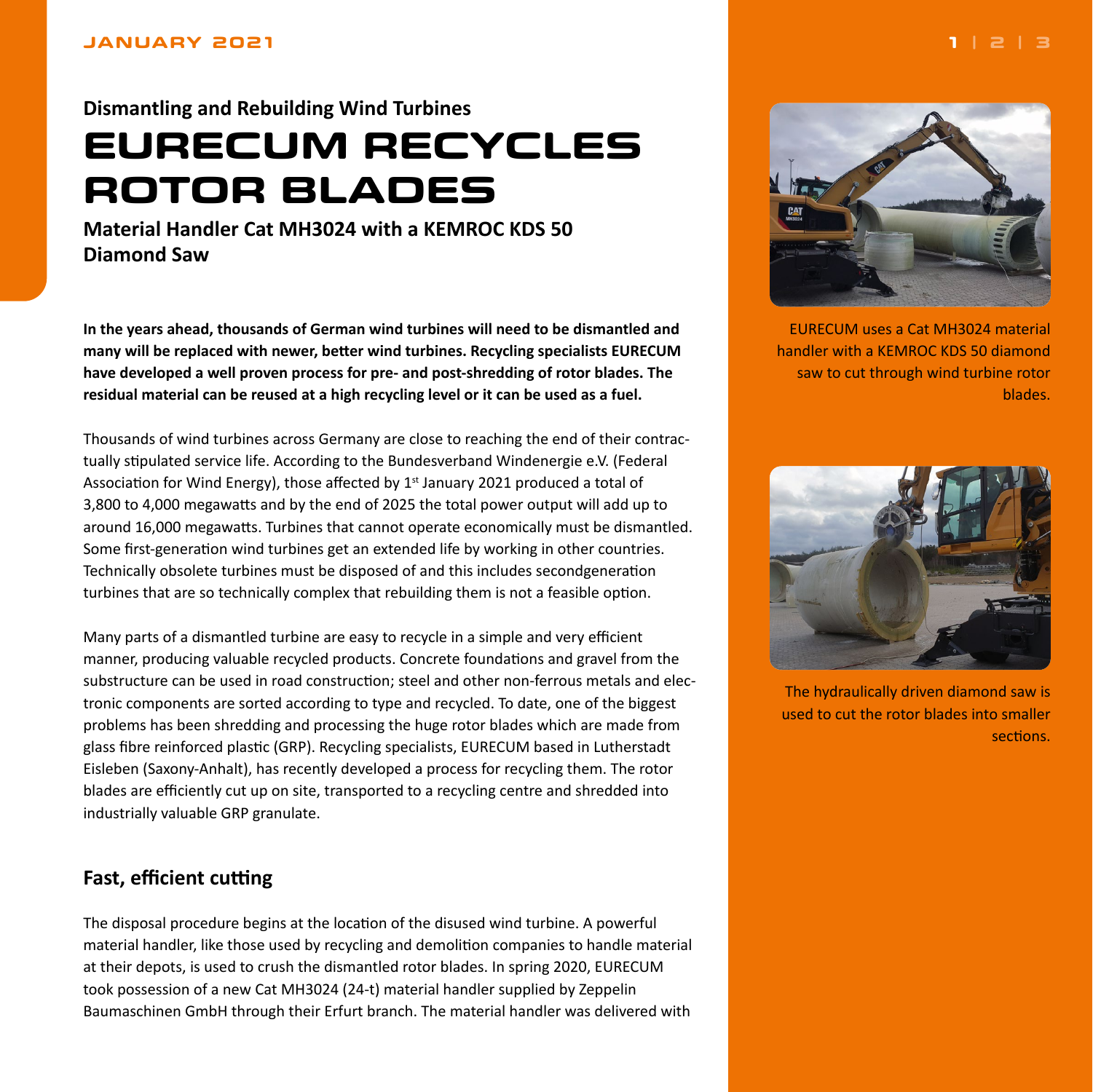# Dismantling and Rebuilding Wind Turbines

# EURECUM RECYCLES ROTOR BLADES

**Material Handler Cat MH3024 with a KEMROC KDS 50 Diamond Saw**

**In the years ahead, thousands of German wind turbines will need to be dismantled and many will be replaced with newer, better wind turbines. Recycling specialists EURECUM have developed a well proven process for pre- and post-shredding of rotor blades. The residual material can be reused at a high recycling level or it can be used as a fuel.**

Thousands of wind turbines across Germany are close to reaching the end of their contractually stipulated service life. According to the Bundesverband Windenergie e.V. (Federal Association for Wind Energy), those affected by 1st January 2021 produced a total of 3,800 to 4,000 megawatts and by the end of 2025 the total power output will add up to around 16,000 megawatts. Turbines that cannot operate economically must be dismantled. Some first-generation wind turbines get an extended life by working in other countries. Technically obsolete turbines must be disposed of and this includes secondgeneration turbines that are so technically complex that rebuilding them is not a feasible option.

Many parts of a dismantled turbine are easy to recycle in a simple and very efficient manner, producing valuable recycled products. Concrete foundations and gravel from the substructure can be used in road construction; steel and other non-ferrous metals and electronic components are sorted according to type and recycled. To date, one of the biggest problems has been shredding and processing the huge rotor blades which are made from glass fibre reinforced plastic (GRP). Recycling specialists, EURECUM based in Lutherstadt Eisleben (Saxony-Anhalt), has recently developed a process for recycling them. The rotor blades are efficiently cut up on site, transported to a recycling centre and shredded into industrially valuable GRP granulate.

## Fast, efficient cutting

The disposal procedure begins at the location of the disused wind turbine. A powerful material handler, like those used by recycling and demolition companies to handle material at their depots, is used to crush the dismantled rotor blades. In spring 2020, EURECUM took possession of a new Cat MH3024 (24-t) material handler supplied by Zeppelin Baumaschinen GmbH through their Erfurt branch. The material handler was delivered with

EURECUM uses a Cat MH3024 material handler with a KEMROC KDS 50 diamond saw to cut through wind turbine rotor blades.

The hydraulically driven diamond saw is used to cut the rotor blades into smaller sections.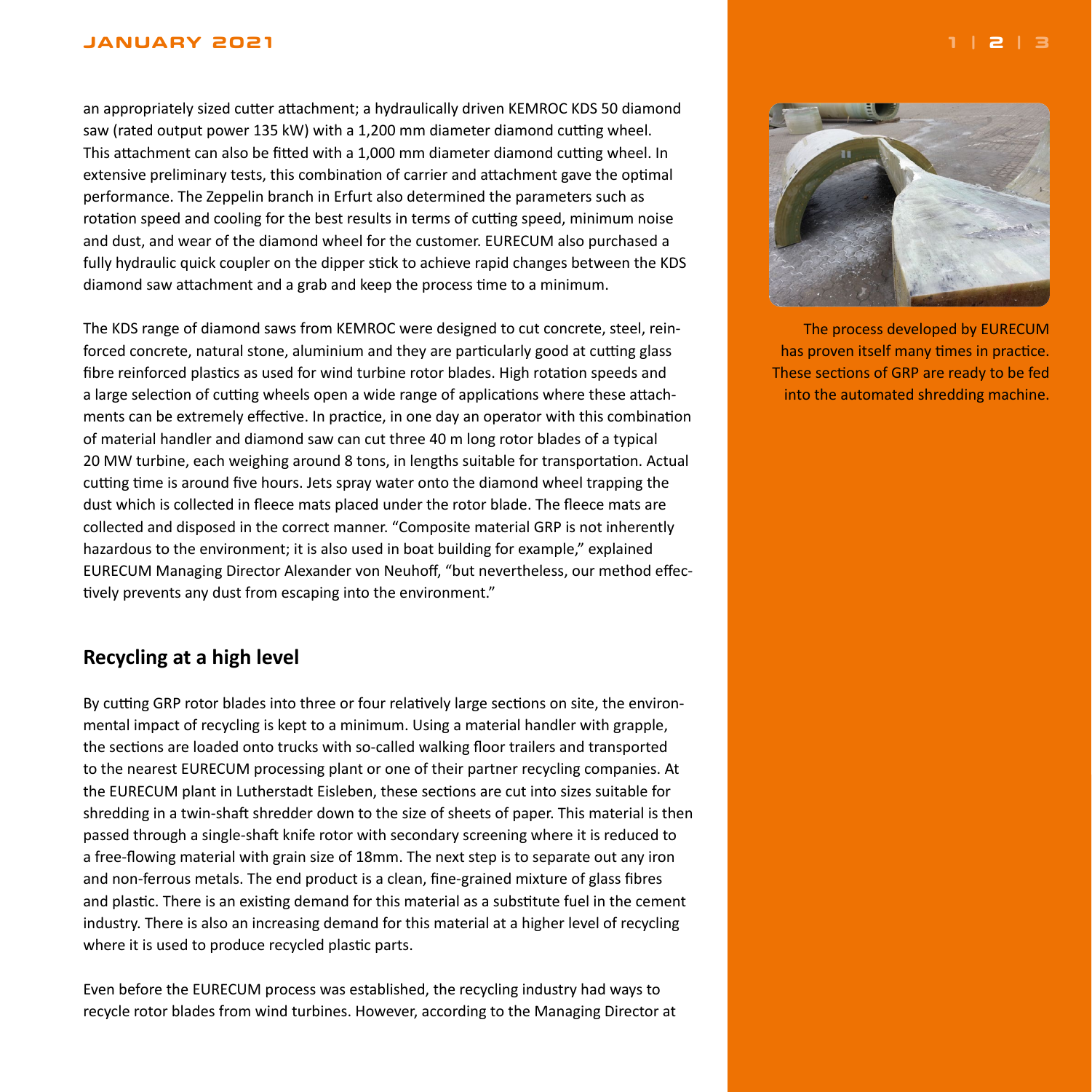an appropriately sized cutter attachment; a hydraulically driven KEMROC KDS 50 diamond saw (rated output power 135 kW) with a 1,200 mm diameter diamond cutting wheel. This attachment can also be fitted with a 1,000 mm diameter diamond cutting wheel. In extensive preliminary tests, this combination of carrier and attachment gave the optimal performance. The Zeppelin branch in Erfurt also determined the parameters such as rotation speed and cooling for the best results in terms of cutting speed, minimum noise and dust, and wear of the diamond wheel for the customer. EURECUM also purchased a fully hydraulic quick coupler on the dipper stick to achieve rapid changes between the KDS diamond saw attachment and a grab and keep the process time to a minimum.

The KDS range of diamond saws from KEMROC were designed to cut concrete, steel, reinforced concrete, natural stone, aluminium and they are particularly good at cutting glass fibre reinforced plastics as used for wind turbine rotor blades. High rotation speeds and a large selection of cutting wheels open a wide range of applications where these attachments can be extremely effective. In practice, in one day an operator with this combination of material handler and diamond saw can cut three 40 m long rotor blades of a typical 20 MW turbine, each weighing around 8 tons, in lengths suitable for transportation. Actual cutting time is around five hours. Jets spray water onto the diamond wheel trapping the dust which is collected in fleece mats placed under the rotor blade. The fleece mats are collected and disposed in the correct manner. "Composite material GRP is not inherently hazardous to the environment; it is also used in boat building for example," explained EURECUM Managing Director Alexander von Neuhoff, "but nevertheless, our method effectively prevents any dust from escaping into the environment."

The process developed by EURECUM has proven itself many times in practice. These sections of GRP are ready to be fed into the automated shredding machine.

## Recycling at a high level

By cutting GRP rotor blades into three or four relatively large sections on site, the environmental impact of recycling is kept to a minimum. Using a material handler with grapple, the sections are loaded onto trucks with so-called walking floor trailers and transported to the nearest EURECUM processing plant or one of their partner recycling companies. At the EURECUM plant in Lutherstadt Eisleben, these sections are cut into sizes suitable for shredding in a twin-shaft shredder down to the size of sheets of paper. This material is then passed through a single-shaft knife rotor with secondary screening where it is reduced to a free-flowing material with grain size of 18mm. The next step is to separate out any iron and non-ferrous metals. The end product is a clean, fine-grained mixture of glass fibres and plastic. There is an existing demand for this material as a substitute fuel in the cement industry. There is also an increasing demand for this material at a higher level of recycling where it is used to produce recycled plastic parts.

Even before the EURECUM process was established, the recycling industry had ways to recycle rotor blades from wind turbines. However, according to the Managing Director at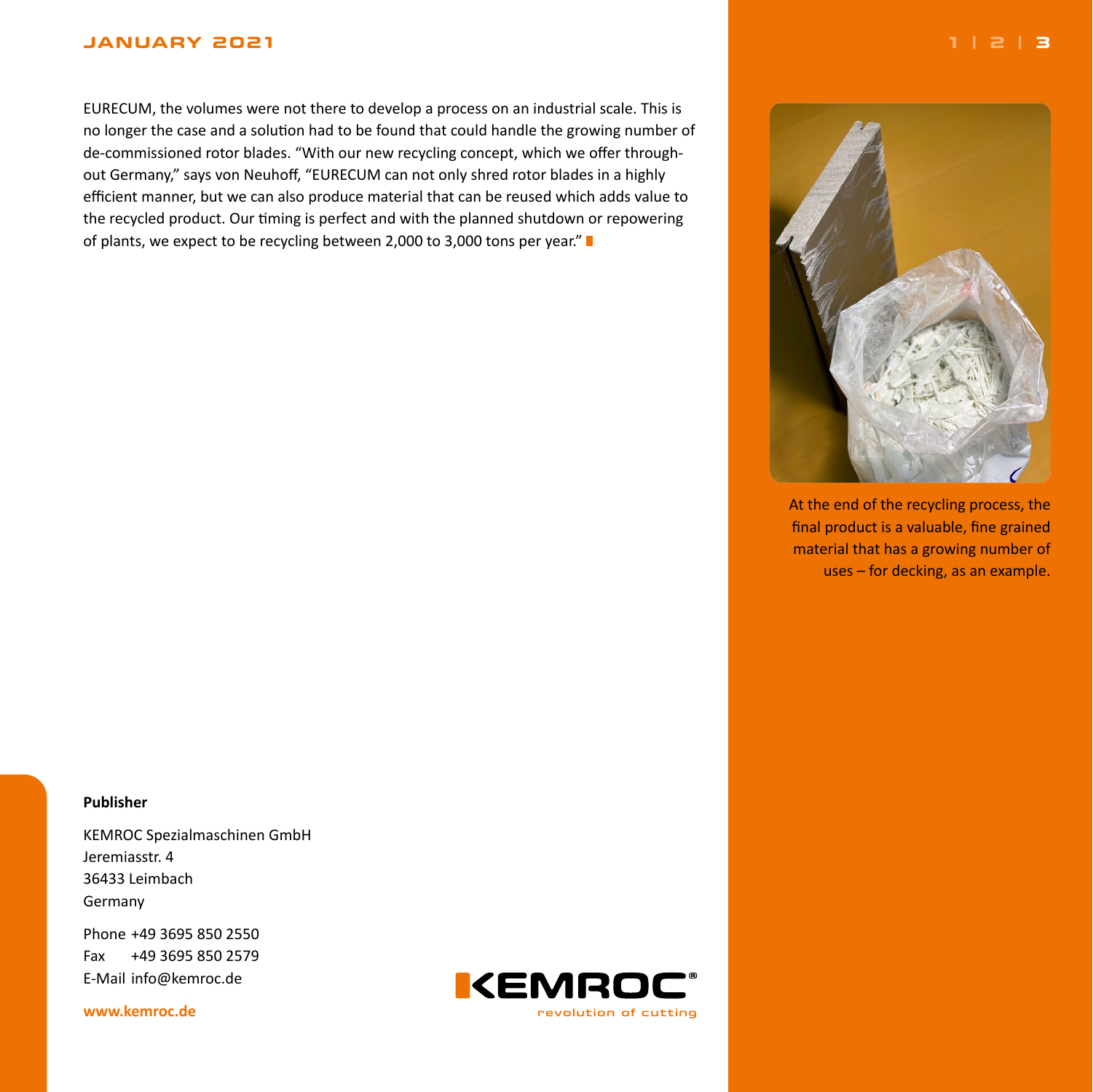EURECUM, the volumes were not there to develop a process on an industrial scale. This is no longer the case and a solution had to be found that could handle the growing number of de-commissioned rotor blades. “With our new recycling concept, which we offer throughout Germany,” says von Neuhoff, “EURECUM can not only shred rotor blades in a highly efficient manner, but we can also produce material that can be reused which adds value to the recycled product. Our timing is perfect and with the planned shutdown or repowering of plants, we expect to be recycling between 2,000 to 3,000 tons per year.”

At the end of the recycling process, the final product is a valuable, fine grained material that has a growing number of uses – for decking, as an example.

**Publisher**

KEMROC Spezialmaschinen GmbH
Jeremiasstr. 4
36433 Leimbach
Germany

Phone +49 3695 850 2550
Fax +49 3695 850 2579
E-Mail info@kemroc.de

**www.kemroc.de**

KEMROC®
revolution of cutting